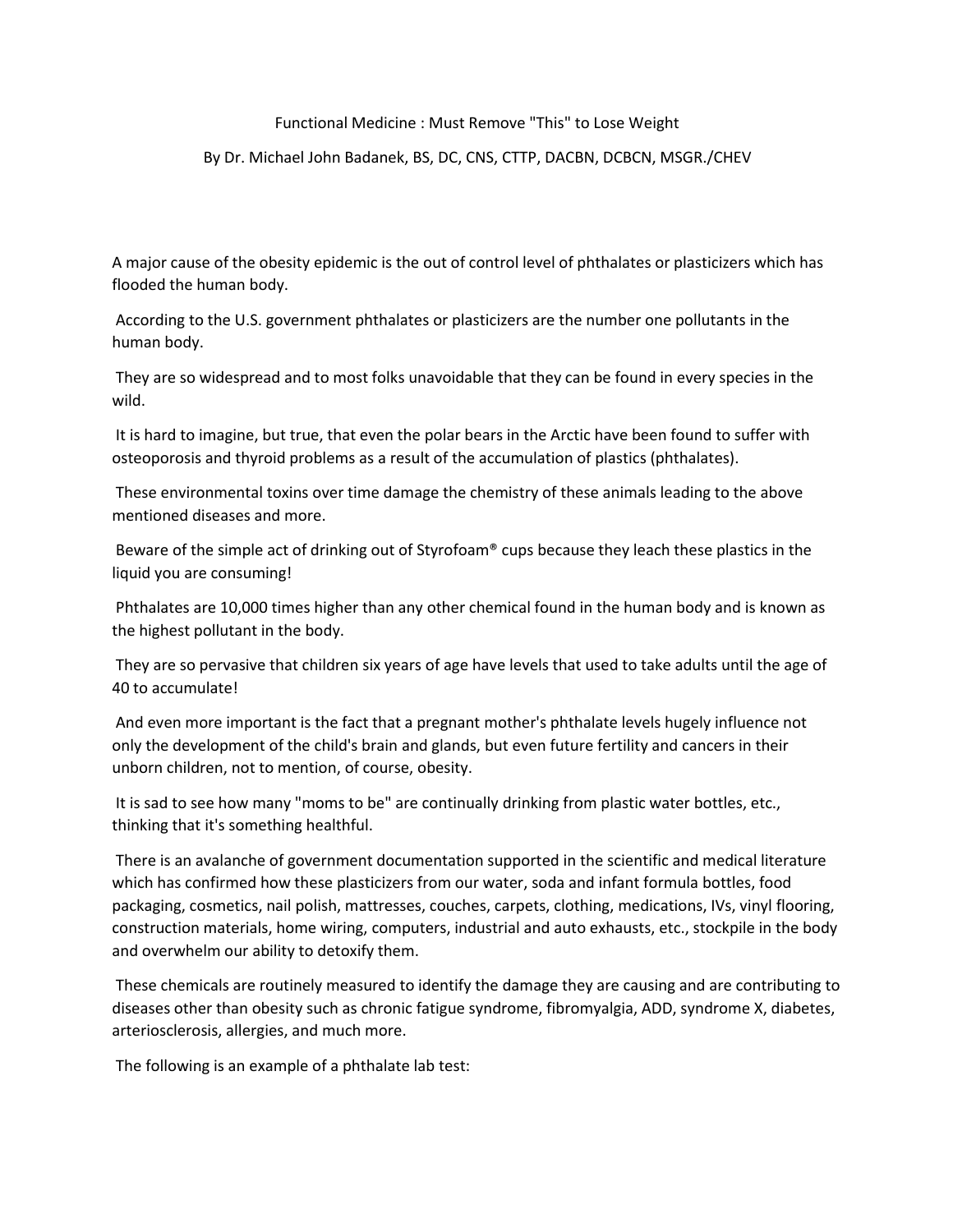# Functional Medicine : Must Remove "This" to Lose Weight

By Dr. Michael John Badanek, BS, DC, CNS, CTTP, DACBN, DCBCN, MSGR./CHEV

A major cause of the obesity epidemic is the out of control level of phthalates or plasticizers which has flooded the human body.

According to the U.S. government phthalates or plasticizers are the number one pollutants in the human body.

They are so widespread and to most folks unavoidable that they can be found in every species in the wild.

It is hard to imagine, but true, that even the polar bears in the Arctic have been found to suffer with osteoporosis and thyroid problems as a result of the accumulation of plastics (phthalates).

These environmental toxins over time damage the chemistry of these animals leading to the above mentioned diseases and more.

Beware of the simple act of drinking out of Styrofoam® cups because they leach these plastics in the liquid you are consuming!

Phthalates are 10,000 times higher than any other chemical found in the human body and is known as the highest pollutant in the body.

They are so pervasive that children six years of age have levels that used to take adults until the age of 40 to accumulate!

And even more important is the fact that a pregnant mother's phthalate levels hugely influence not only the development of the child's brain and glands, but even future fertility and cancers in their unborn children, not to mention, of course, obesity.

It is sad to see how many "moms to be" are continually drinking from plastic water bottles, etc., thinking that it's something healthful.

There is an avalanche of government documentation supported in the scientific and medical literature which has confirmed how these plasticizers from our water, soda and infant formula bottles, food packaging, cosmetics, nail polish, mattresses, couches, carpets, clothing, medications, IVs, vinyl flooring, construction materials, home wiring, computers, industrial and auto exhausts, etc., stockpile in the body and overwhelm our ability to detoxify them.

These chemicals are routinely measured to identify the damage they are causing and are contributing to diseases other than obesity such as chronic fatigue syndrome, fibromyalgia, ADD, syndrome X, diabetes, arteriosclerosis, allergies, and much more.

The following is an example of a phthalate lab test: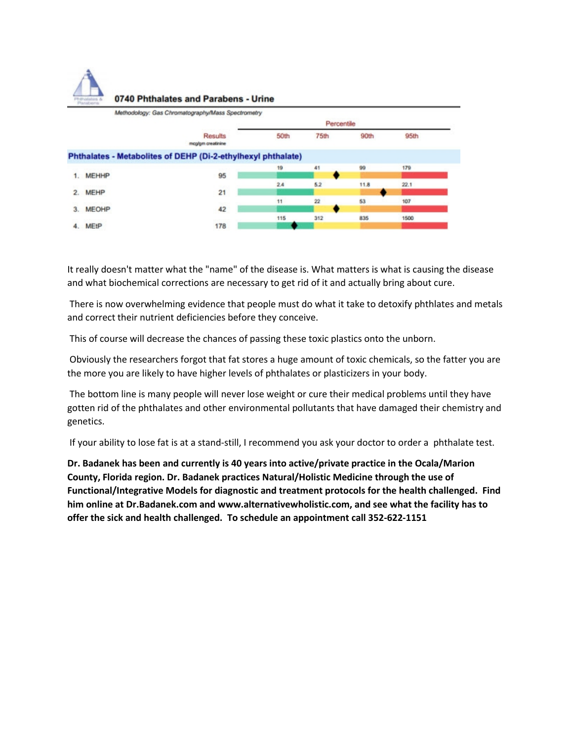## 0740 Phthalates and Parabens - Urine

*Methodology: Gas Chromatography/Mass Spectrometry*

| | Results (mcg/gm creatinine) | Percentile | | | |
|---|---|---|---|---|---|
| | | 50th | 75th | 90th | 95th |
| **Phthalates - Metabolites of DEHP (Di-2-ethylhexyl phthalate)** | | | | | |
| 1. MEHHP | 95 | 19 | 41 | 99 | 179 |
| 2. MEHP | 21 | 2.4 | 5.2 | 11.8 | 22.1 |
| 3. MEOHP | 42 | 11 | 22 | 53 | 107 |
| 4. MEtP | 178 | 115 | 312 | 835 | 1500 |

It really doesn't matter what the "name" of the disease is. What matters is what is causing the disease and what biochemical corrections are necessary to get rid of it and actually bring about cure.

There is now overwhelming evidence that people must do what it take to detoxify phthlates and metals and correct their nutrient deficiencies before they conceive.

This of course will decrease the chances of passing these toxic plastics onto the unborn.

Obviously the researchers forgot that fat stores a huge amount of toxic chemicals, so the fatter you are the more you are likely to have higher levels of phthalates or plasticizers in your body.

The bottom line is many people will never lose weight or cure their medical problems until they have gotten rid of the phthalates and other environmental pollutants that have damaged their chemistry and genetics.

If your ability to lose fat is at a stand-still, I recommend you ask your doctor to order a phthalate test.

**Dr. Badanek has been and currently is 40 years into active/private practice in the Ocala/Marion County, Florida region. Dr. Badanek practices Natural/Holistic Medicine through the use of Functional/Integrative Models for diagnostic and treatment protocols for the health challenged. Find him online at Dr.Badanek.com and www.alternativewholistic.com, and see what the facility has to offer the sick and health challenged. To schedule an appointment call 352-622-1151**